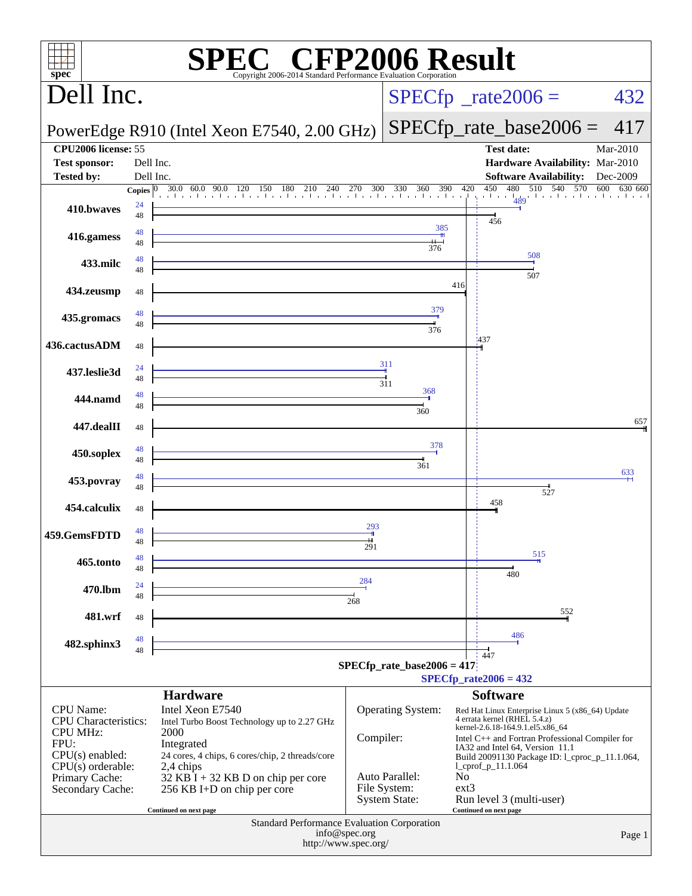# SPEC CFP2006 Result

Copyright 2006-2014 Standard Performance Evaluation Corporation

## Dell Inc.

PowerEdge R910 (Intel Xeon E7540, 2.00 GHz)

SPECfp_rate2006 = 432

SPECfp_rate_base2006 = 417

| | | | |
|---|---|---|---|
| **CPU2006 license:** | 55 | **Test date:** | Mar-2010 |
| **Test sponsor:** | Dell Inc. | **Hardware Availability:** | Mar-2010 |
| **Tested by:** | Dell Inc. | **Software Availability:** | Dec-2009 |

| Benchmark | Copies (peak) | Copies (base) | Peak | Base |
|---|---|---|---|---|
| 410.bwaves | 24 | 48 | 489 | 456 |
| 416.gamess | 48 | 48 | 385 | 376 |
| 433.milc | 48 | 48 | 508 | 507 |
| 434.zeusmp | | 48 | | 416 |
| 435.gromacs | 48 | 48 | 379 | 376 |
| 436.cactusADM | | 48 | | 437 |
| 437.leslie3d | 24 | 48 | 311 | 311 |
| 444.namd | 48 | 48 | 368 | 360 |
| 447.dealII | | 48 | | 657 |
| 450.soplex | 48 | 48 | 378 | 361 |
| 453.povray | 48 | 48 | 633 | 527 |
| 454.calculix | | 48 | | 458 |
| 459.GemsFDTD | 48 | 48 | 293 | 291 |
| 465.tonto | 48 | 48 | 515 | 480 |
| 470.lbm | 24 | 48 | 284 | 268 |
| 481.wrf | | 48 | | 552 |
| 482.sphinx3 | 48 | 48 | 486 | 447 |

SPECfp_rate_base2006 = 417

SPECfp_rate2006 = 432

## Hardware

| | |
|---|---|
| CPU Name: | Intel Xeon E7540 |
| CPU Characteristics: | Intel Turbo Boost Technology up to 2.27 GHz |
| CPU MHz: | 2000 |
| FPU: | Integrated |
| CPU(s) enabled: | 24 cores, 4 chips, 6 cores/chip, 2 threads/core |
| CPU(s) orderable: | 2,4 chips |
| Primary Cache: | 32 KB I + 32 KB D on chip per core |
| Secondary Cache: | 256 KB I+D on chip per core |

Continued on next page

## Software

| | |
|---|---|
| Operating System: | Red Hat Linux Enterprise Linux 5 (x86_64) Update 4 errata kernel (RHEL 5.4.z) kernel-2.6.18-164.9.1.el5.x86_64 |
| Compiler: | Intel C++ and Fortran Professional Compiler for IA32 and Intel 64, Version 11.1 Build 20091130 Package ID: l_cproc_p_11.1.064, l_cprof_p_11.1.064 |
| Auto Parallel: | No |
| File System: | ext3 |
| System State: | Run level 3 (multi-user) |

Continued on next page

Standard Performance Evaluation Corporation
info@spec.org
http://www.spec.org/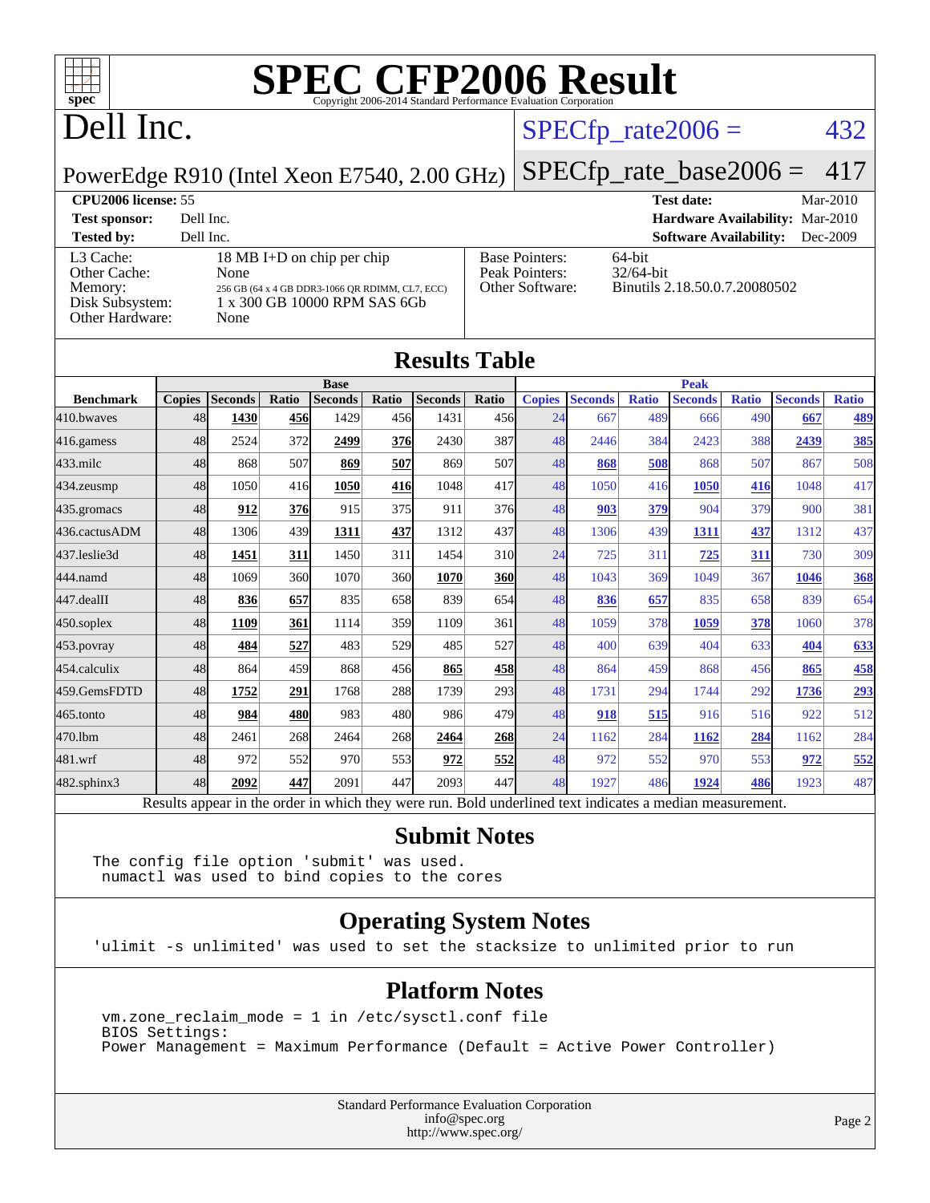# SPEC CFP2006 Result

Copyright 2006-2014 Standard Performance Evaluation Corporation

## Dell Inc.

PowerEdge R910 (Intel Xeon E7540, 2.00 GHz)

SPECfp_rate2006 = 432

SPECfp_rate_base2006 = 417

**CPU2006 license:** 55
**Test sponsor:** Dell Inc.
**Tested by:** Dell Inc.

**Test date:** Mar-2010
**Hardware Availability:** Mar-2010
**Software Availability:** Dec-2009

| | |
|---|---|
| L3 Cache: | 18 MB I+D on chip per chip |
| Other Cache: | None |
| Memory: | 256 GB (64 x 4 GB DDR3-1066 QR RDIMM, CL7, ECC) |
| Disk Subsystem: | 1 x 300 GB 10000 RPM SAS 6Gb |
| Other Hardware: | None |

| | |
|---|---|
| Base Pointers: | 64-bit |
| Peak Pointers: | 32/64-bit |
| Other Software: | Binutils 2.18.50.0.7.20080502 |

## Results Table

| | Base | | | | | | | Peak | | | | | | |
|---|---|---|---|---|---|---|---|---|---|---|---|---|---|---|
| **Benchmark** | **Copies** | **Seconds** | **Ratio** | **Seconds** | **Ratio** | **Seconds** | **Ratio** | **Copies** | **Seconds** | **Ratio** | **Seconds** | **Ratio** | **Seconds** | **Ratio** |
| 410.bwaves | 48 | **1430** | **456** | 1429 | 456 | 1431 | 456 | 24 | 667 | 489 | 666 | 490 | **667** | **489** |
| 416.gamess | 48 | 2524 | 372 | **2499** | **376** | 2430 | 387 | 48 | 2446 | 384 | 2423 | 388 | **2439** | **385** |
| 433.milc | 48 | 868 | 507 | **869** | **507** | 869 | 507 | 48 | **868** | **508** | 868 | 507 | 867 | 508 |
| 434.zeusmp | 48 | 1050 | 416 | **1050** | **416** | 1048 | 417 | 48 | 1050 | 416 | **1050** | **416** | 1048 | 417 |
| 435.gromacs | 48 | **912** | **376** | 915 | 375 | 911 | 376 | 48 | **903** | **379** | 904 | 379 | 900 | 381 |
| 436.cactusADM | 48 | 1306 | 439 | **1311** | **437** | 1312 | 437 | 48 | 1306 | 439 | **1311** | **437** | 1312 | 437 |
| 437.leslie3d | 48 | **1451** | **311** | 1450 | 311 | 1454 | 310 | 24 | 725 | 311 | **725** | **311** | 730 | 309 |
| 444.namd | 48 | 1069 | 360 | 1070 | 360 | **1070** | **360** | 48 | 1043 | 369 | 1049 | 367 | **1046** | **368** |
| 447.dealII | 48 | **836** | **657** | 835 | 658 | 839 | 654 | 48 | **836** | **657** | 835 | 658 | 839 | 654 |
| 450.soplex | 48 | **1109** | **361** | 1114 | 359 | 1109 | 361 | 48 | 1059 | 378 | **1059** | **378** | 1060 | 378 |
| 453.povray | 48 | **484** | **527** | 483 | 529 | 485 | 527 | 48 | 400 | 639 | 404 | 633 | **404** | **633** |
| 454.calculix | 48 | 864 | 459 | 868 | 456 | **865** | **458** | 48 | 864 | 459 | 868 | 456 | **865** | **458** |
| 459.GemsFDTD | 48 | **1752** | **291** | 1768 | 288 | 1739 | 293 | 48 | 1731 | 294 | 1744 | 292 | **1736** | **293** |
| 465.tonto | 48 | **984** | **480** | 983 | 480 | 986 | 479 | 48 | **918** | **515** | 916 | 516 | 922 | 512 |
| 470.lbm | 48 | 2461 | 268 | 2464 | 268 | **2464** | **268** | 24 | 1162 | 284 | **1162** | **284** | 1162 | 284 |
| 481.wrf | 48 | 972 | 552 | 970 | 553 | **972** | **552** | 48 | 972 | 552 | 970 | 553 | **972** | **552** |
| 482.sphinx3 | 48 | **2092** | **447** | 2091 | 447 | 2093 | 447 | 48 | 1927 | 486 | **1924** | **486** | 1923 | 487 |

Results appear in the order in which they were run. Bold underlined text indicates a median measurement.

## Submit Notes

```
The config file option 'submit' was used.
 numactl was used to bind copies to the cores
```

## Operating System Notes

```
'ulimit -s unlimited' was used to set the stacksize to unlimited prior to run
```

## Platform Notes

```
vm.zone_reclaim_mode = 1 in /etc/sysctl.conf file
BIOS Settings:
Power Management = Maximum Performance (Default = Active Power Controller)
```

Standard Performance Evaluation Corporation
info@spec.org
http://www.spec.org/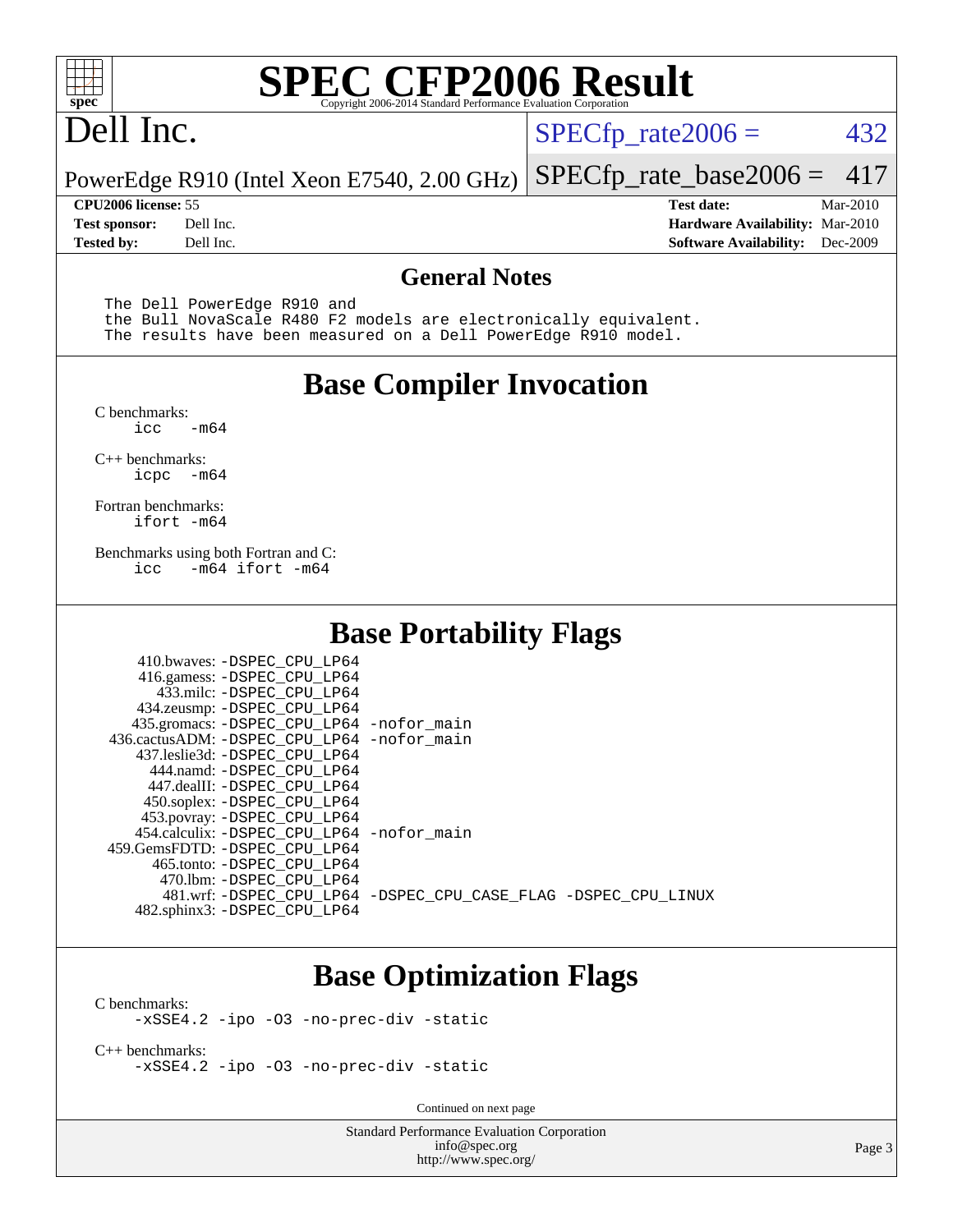# SPEC CFP2006 Result

Copyright 2006-2014 Standard Performance Evaluation Corporation

# Dell Inc.

PowerEdge R910 (Intel Xeon E7540, 2.00 GHz)

SPECfp_rate2006 = 432

SPECfp_rate_base2006 = 417

| | | | |
|---|---|---|---|
| **CPU2006 license:** | 55 | **Test date:** | Mar-2010 |
| **Test sponsor:** | Dell Inc. | **Hardware Availability:** | Mar-2010 |
| **Tested by:** | Dell Inc. | **Software Availability:** | Dec-2009 |

## General Notes

```
The Dell PowerEdge R910 and
the Bull NovaScale R480 F2 models are electronically equivalent.
The results have been measured on a Dell PowerEdge R910 model.
```

## Base Compiler Invocation

C benchmarks:
```
icc   -m64
```

C++ benchmarks:
```
icpc  -m64
```

Fortran benchmarks:
```
ifort -m64
```

Benchmarks using both Fortran and C:
```
icc   -m64 ifort -m64
```

## Base Portability Flags

```
    410.bwaves: -DSPEC_CPU_LP64
    416.gamess: -DSPEC_CPU_LP64
      433.milc: -DSPEC_CPU_LP64
    434.zeusmp: -DSPEC_CPU_LP64
   435.gromacs: -DSPEC_CPU_LP64 -nofor_main
436.cactusADM: -DSPEC_CPU_LP64 -nofor_main
  437.leslie3d: -DSPEC_CPU_LP64
      444.namd: -DSPEC_CPU_LP64
    447.dealII: -DSPEC_CPU_LP64
    450.soplex: -DSPEC_CPU_LP64
    453.povray: -DSPEC_CPU_LP64
  454.calculix: -DSPEC_CPU_LP64 -nofor_main
459.GemsFDTD: -DSPEC_CPU_LP64
     465.tonto: -DSPEC_CPU_LP64
       470.lbm: -DSPEC_CPU_LP64
       481.wrf: -DSPEC_CPU_LP64 -DSPEC_CPU_CASE_FLAG -DSPEC_CPU_LINUX
   482.sphinx3: -DSPEC_CPU_LP64
```

## Base Optimization Flags

C benchmarks:
```
-xSSE4.2 -ipo -O3 -no-prec-div -static
```

C++ benchmarks:
```
-xSSE4.2 -ipo -O3 -no-prec-div -static
```

Continued on next page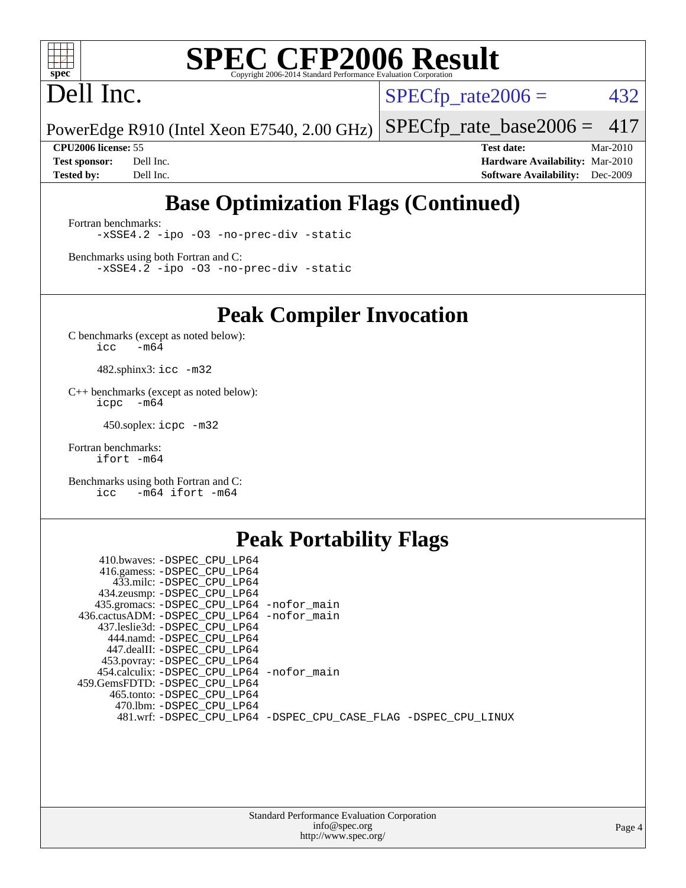# SPEC CFP2006 Result

Copyright 2006-2014 Standard Performance Evaluation Corporation

# Dell Inc.

PowerEdge R910 (Intel Xeon E7540, 2.00 GHz)

SPECfp_rate2006 = 432

SPECfp_rate_base2006 = 417

| | | | |
|---|---|---|---|
| **CPU2006 license:** | 55 | **Test date:** | Mar-2010 |
| **Test sponsor:** | Dell Inc. | **Hardware Availability:** | Mar-2010 |
| **Tested by:** | Dell Inc. | **Software Availability:** | Dec-2009 |

## Base Optimization Flags (Continued)

Fortran benchmarks:

```
-xSSE4.2 -ipo -O3 -no-prec-div -static
```

Benchmarks using both Fortran and C:

```
-xSSE4.2 -ipo -O3 -no-prec-div -static
```

## Peak Compiler Invocation

C benchmarks (except as noted below):

```
icc   -m64
```

482.sphinx3: `icc -m32`

C++ benchmarks (except as noted below):

```
icpc  -m64
```

450.soplex: `icpc -m32`

Fortran benchmarks:

```
ifort -m64
```

Benchmarks using both Fortran and C:

```
icc   -m64 ifort -m64
```

## Peak Portability Flags

```
     410.bwaves: -DSPEC_CPU_LP64
     416.gamess: -DSPEC_CPU_LP64
       433.milc: -DSPEC_CPU_LP64
     434.zeusmp: -DSPEC_CPU_LP64
    435.gromacs: -DSPEC_CPU_LP64 -nofor_main
 436.cactusADM: -DSPEC_CPU_LP64 -nofor_main
    437.leslie3d: -DSPEC_CPU_LP64
       444.namd: -DSPEC_CPU_LP64
      447.dealII: -DSPEC_CPU_LP64
     453.povray: -DSPEC_CPU_LP64
    454.calculix: -DSPEC_CPU_LP64 -nofor_main
 459.GemsFDTD: -DSPEC_CPU_LP64
      465.tonto: -DSPEC_CPU_LP64
        470.lbm: -DSPEC_CPU_LP64
        481.wrf: -DSPEC_CPU_LP64 -DSPEC_CPU_CASE_FLAG -DSPEC_CPU_LINUX
```

Standard Performance Evaluation Corporation
info@spec.org
http://www.spec.org/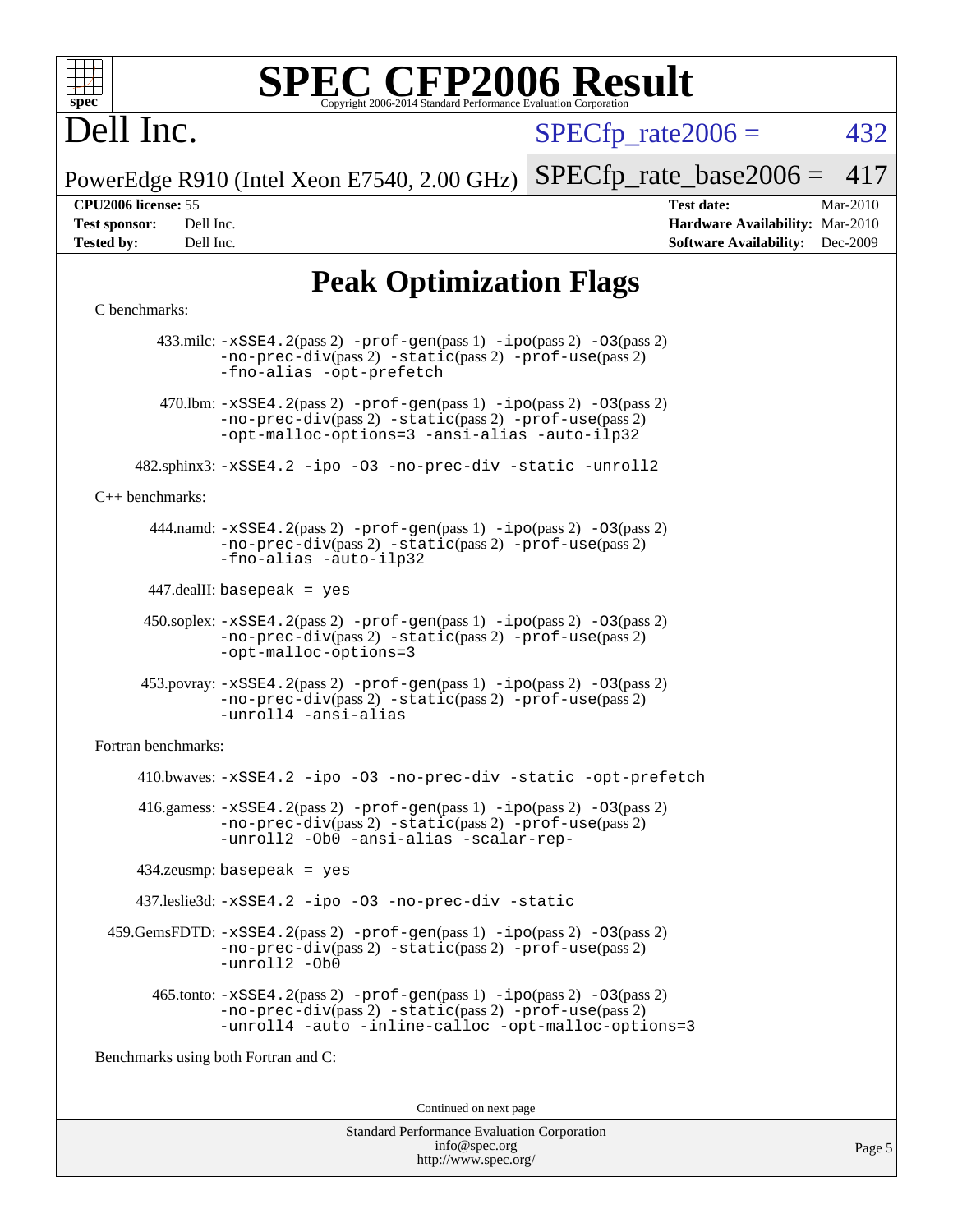# SPEC CFP2006 Result

Copyright 2006-2014 Standard Performance Evaluation Corporation

Dell Inc.

PowerEdge R910 (Intel Xeon E7540, 2.00 GHz)

SPECfp_rate2006 = 432

SPECfp_rate_base2006 = 417

**CPU2006 license:** 55
**Test sponsor:** Dell Inc.
**Tested by:** Dell Inc.

**Test date:** Mar-2010
**Hardware Availability:** Mar-2010
**Software Availability:** Dec-2009

## Peak Optimization Flags

C benchmarks:

433.milc: -xSSE4.2(pass 2) -prof-gen(pass 1) -ipo(pass 2) -O3(pass 2) -no-prec-div(pass 2) -static(pass 2) -prof-use(pass 2) -fno-alias -opt-prefetch

470.lbm: -xSSE4.2(pass 2) -prof-gen(pass 1) -ipo(pass 2) -O3(pass 2) -no-prec-div(pass 2) -static(pass 2) -prof-use(pass 2) -opt-malloc-options=3 -ansi-alias -auto-ilp32

482.sphinx3: -xSSE4.2 -ipo -O3 -no-prec-div -static -unroll2

C++ benchmarks:

444.namd: -xSSE4.2(pass 2) -prof-gen(pass 1) -ipo(pass 2) -O3(pass 2) -no-prec-div(pass 2) -static(pass 2) -prof-use(pass 2) -fno-alias -auto-ilp32

447.dealII: basepeak = yes

450.soplex: -xSSE4.2(pass 2) -prof-gen(pass 1) -ipo(pass 2) -O3(pass 2) -no-prec-div(pass 2) -static(pass 2) -prof-use(pass 2) -opt-malloc-options=3

453.povray: -xSSE4.2(pass 2) -prof-gen(pass 1) -ipo(pass 2) -O3(pass 2) -no-prec-div(pass 2) -static(pass 2) -prof-use(pass 2) -unroll4 -ansi-alias

Fortran benchmarks:

410.bwaves: -xSSE4.2 -ipo -O3 -no-prec-div -static -opt-prefetch

416.gamess: -xSSE4.2(pass 2) -prof-gen(pass 1) -ipo(pass 2) -O3(pass 2) -no-prec-div(pass 2) -static(pass 2) -prof-use(pass 2) -unroll2 -Ob0 -ansi-alias -scalar-rep-

434.zeusmp: basepeak = yes

437.leslie3d: -xSSE4.2 -ipo -O3 -no-prec-div -static

459.GemsFDTD: -xSSE4.2(pass 2) -prof-gen(pass 1) -ipo(pass 2) -O3(pass 2) -no-prec-div(pass 2) -static(pass 2) -prof-use(pass 2) -unroll2 -Ob0

465.tonto: -xSSE4.2(pass 2) -prof-gen(pass 1) -ipo(pass 2) -O3(pass 2) -no-prec-div(pass 2) -static(pass 2) -prof-use(pass 2) -unroll4 -auto -inline-calloc -opt-malloc-options=3

Benchmarks using both Fortran and C:

Continued on next page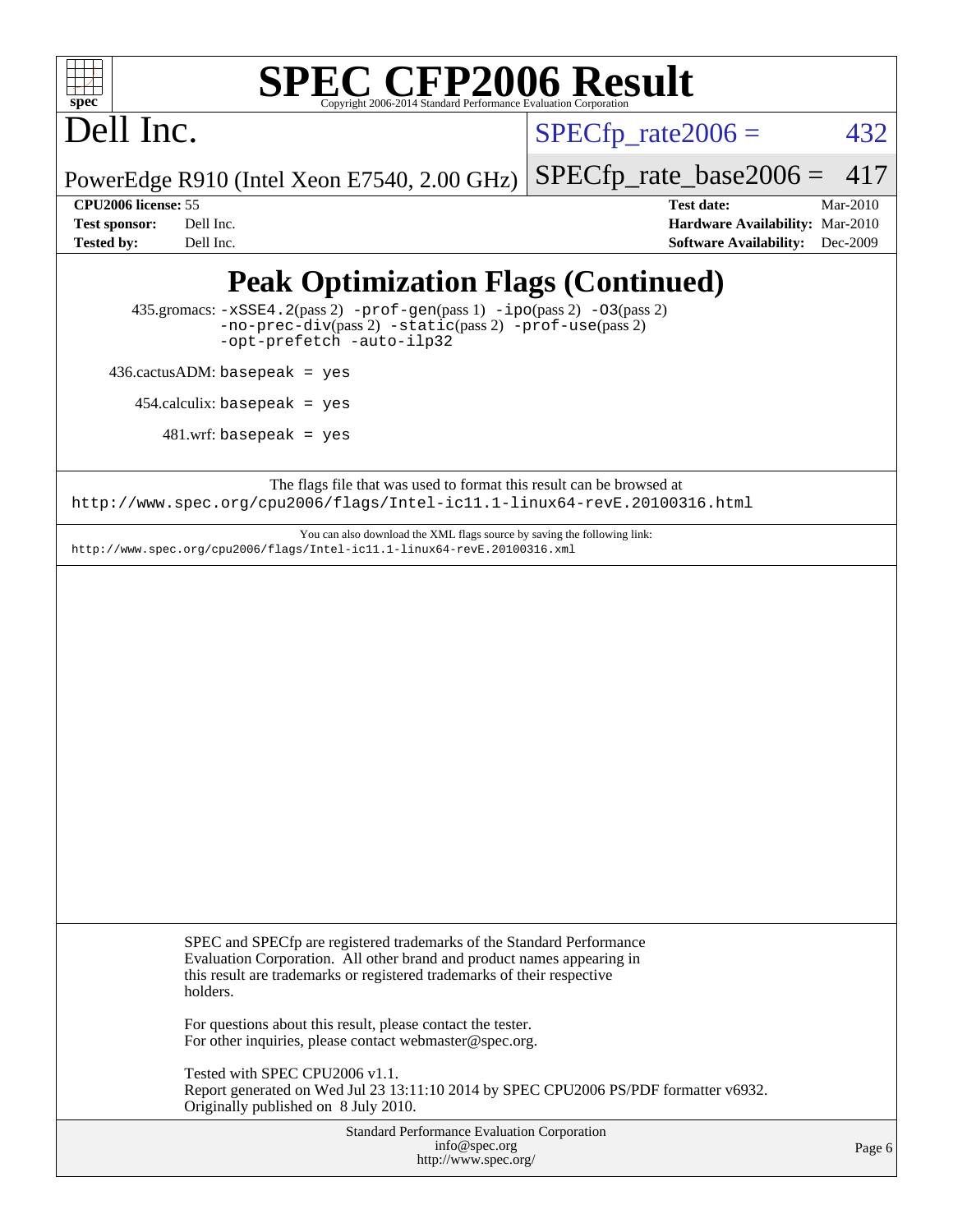# SPEC CFP2006 Result

Copyright 2006-2014 Standard Performance Evaluation Corporation

**Dell Inc.**

PowerEdge R910 (Intel Xeon E7540, 2.00 GHz)

SPECfp_rate2006 = 432

SPECfp_rate_base2006 = 417

**CPU2006 license:** 55
**Test sponsor:** Dell Inc.
**Tested by:** Dell Inc.

**Test date:** Mar-2010
**Hardware Availability:** Mar-2010
**Software Availability:** Dec-2009

## Peak Optimization Flags (Continued)

435.gromacs: `-xSSE4.2`(pass 2) `-prof-gen`(pass 1) `-ipo`(pass 2) `-O3`(pass 2) `-no-prec-div`(pass 2) `-static`(pass 2) `-prof-use`(pass 2) `-opt-prefetch -auto-ilp32`

436.cactusADM: `basepeak = yes`

454.calculix: `basepeak = yes`

481.wrf: `basepeak = yes`

The flags file that was used to format this result can be browsed at
`http://www.spec.org/cpu2006/flags/Intel-ic11.1-linux64-revE.20100316.html`

You can also download the XML flags source by saving the following link:
`http://www.spec.org/cpu2006/flags/Intel-ic11.1-linux64-revE.20100316.xml`

SPEC and SPECfp are registered trademarks of the Standard Performance Evaluation Corporation. All other brand and product names appearing in this result are trademarks or registered trademarks of their respective holders.

For questions about this result, please contact the tester.
For other inquiries, please contact webmaster@spec.org.

Tested with SPEC CPU2006 v1.1.
Report generated on Wed Jul 23 13:11:10 2014 by SPEC CPU2006 PS/PDF formatter v6932.
Originally published on 8 July 2010.

Standard Performance Evaluation Corporation
info@spec.org
http://www.spec.org/